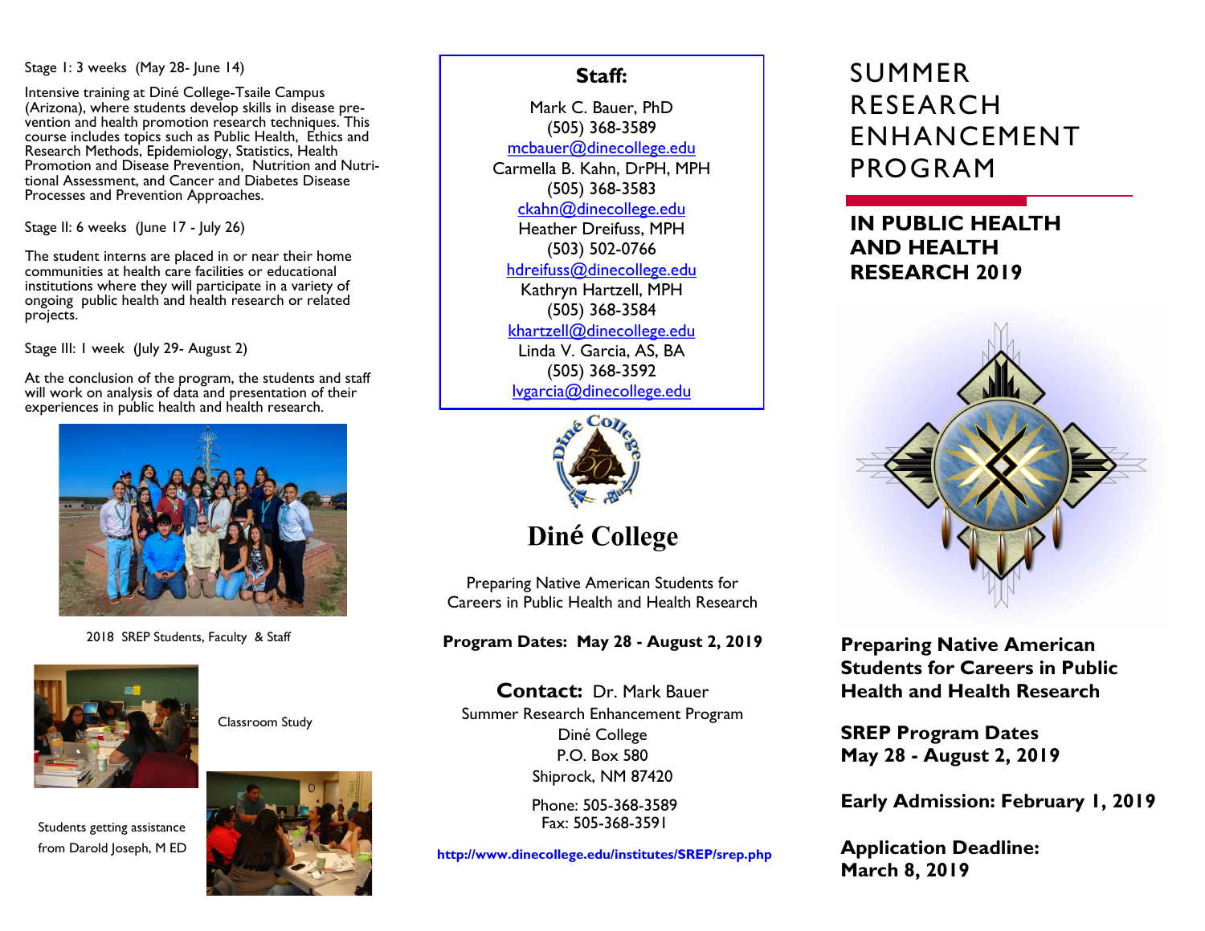Stage I: 3 weeks (May 28- June 14)

Intensive training at Diné College-Tsaile Campus (Arizona), where students develop skills in disease prevention and health promotion research techniques. This course includes topics such as Public Health, Ethics and Research Methods, Epidemiology, Statistics, Health Promotion and Disease Prevention, Nutrition and Nutritional Assessment, and Cancer and Diabetes Disease Processes and Prevention Approaches.

Stage II: 6 weeks (June 17 - July 26)

The student interns are placed in or near their home communities at health care facilities or educational institutions where they will participate in a variety of ongoing public health and health research or related projects.

Stage III: 1 week (July 29- August 2)

At the conclusion of the program, the students and staff will work on analysis of data and presentation of their experiences in public health and health research.

2018 SREP Students, Faculty & Staff

Classroom Study

Students getting assistance from Darold Joseph, M ED

## Staff:

Mark C. Bauer, PhD
(505) 368-3589
mcbauer@dinecollege.edu

Carmella B. Kahn, DrPH, MPH
(505) 368-3583
ckahn@dinecollege.edu

Heather Dreifuss, MPH
(503) 502-0766
hdreifuss@dinecollege.edu

Kathryn Hartzell, MPH
(505) 368-3584
khartzell@dinecollege.edu

Linda V. Garcia, AS, BA
(505) 368-3592
lvgarcia@dinecollege.edu

## Diné College

Preparing Native American Students for Careers in Public Health and Health Research

**Program Dates: May 28 - August 2, 2019**

**Contact:** Dr. Mark Bauer
Summer Research Enhancement Program
Diné College
P.O. Box 580
Shiprock, NM 87420

Phone: 505-368-3589
Fax: 505-368-3591

**http://www.dinecollege.edu/institutes/SREP/srep.php**

# SUMMER RESEARCH ENHANCEMENT PROGRAM

## IN PUBLIC HEALTH AND HEALTH RESEARCH 2019

**Preparing Native American Students for Careers in Public Health and Health Research**

**SREP Program Dates**
**May 28 - August 2, 2019**

**Early Admission: February 1, 2019**

**Application Deadline:**
**March 8, 2019**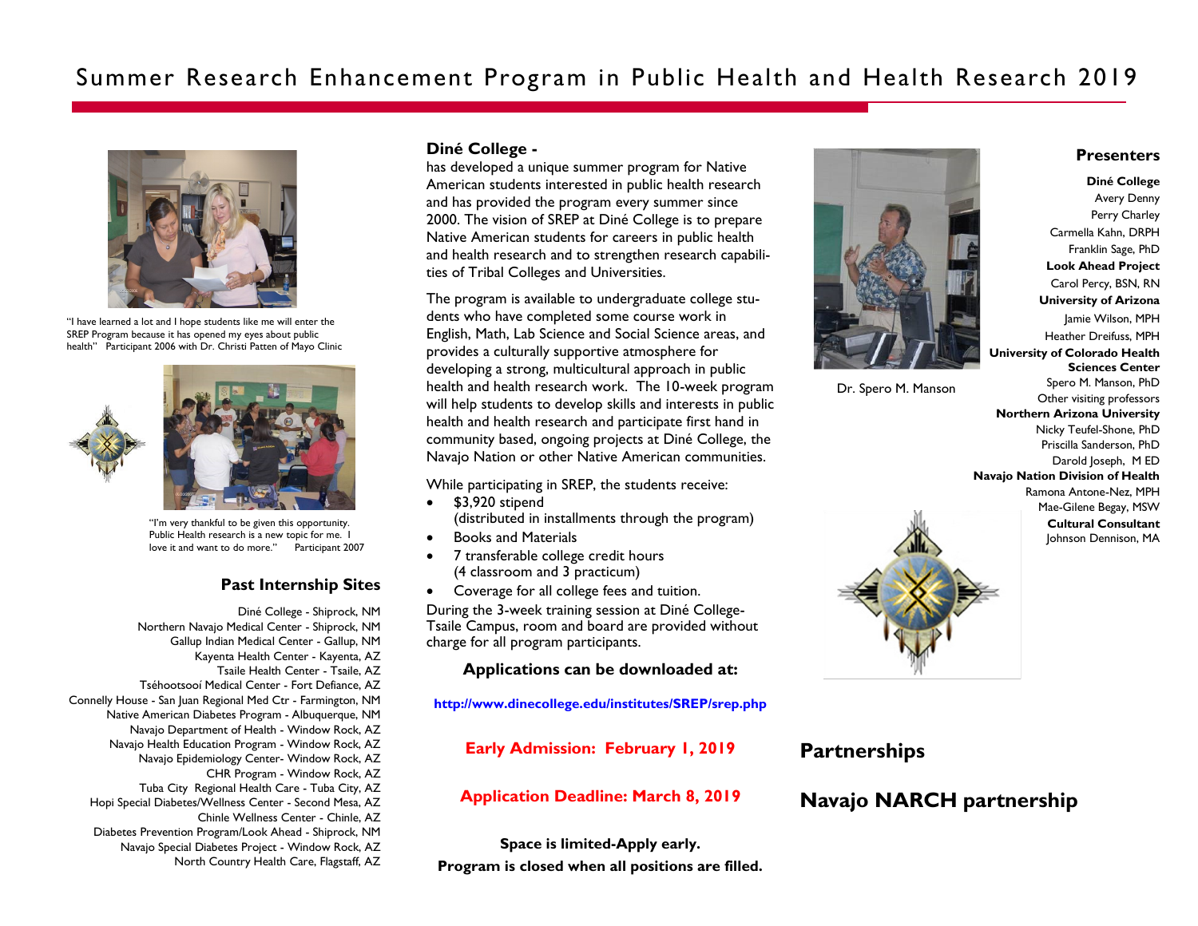# Summer Research Enhancement Program in Public Health and Health Research 2019

"I have learned a lot and I hope students like me will enter the SREP Program because it has opened my eyes about public health" Participant 2006 with Dr. Christi Patten of Mayo Clinic

"I'm very thankful to be given this opportunity. Public Health research is a new topic for me. I love it and want to do more." Participant 2007

## Past Internship Sites

Diné College - Shiprock, NM
Northern Navajo Medical Center - Shiprock, NM
Gallup Indian Medical Center - Gallup, NM
Kayenta Health Center - Kayenta, AZ
Tsaile Health Center - Tsaile, AZ
Tséhootsooí Medical Center - Fort Defiance, AZ
Connelly House - San Juan Regional Med Ctr - Farmington, NM
Native American Diabetes Program - Albuquerque, NM
Navajo Department of Health - Window Rock, AZ
Navajo Health Education Program - Window Rock, AZ
Navajo Epidemiology Center- Window Rock, AZ
CHR Program - Window Rock, AZ
Tuba City Regional Health Care - Tuba City, AZ
Hopi Special Diabetes/Wellness Center - Second Mesa, AZ
Chinle Wellness Center - Chinle, AZ
Diabetes Prevention Program/Look Ahead - Shiprock, NM
Navajo Special Diabetes Project - Window Rock, AZ
North Country Health Care, Flagstaff, AZ

**Diné College -**
has developed a unique summer program for Native American students interested in public health research and has provided the program every summer since 2000. The vision of SREP at Diné College is to prepare Native American students for careers in public health and health research and to strengthen research capabilities of Tribal Colleges and Universities.

The program is available to undergraduate college students who have completed some course work in English, Math, Lab Science and Social Science areas, and provides a culturally supportive atmosphere for developing a strong, multicultural approach in public health and health research work. The 10-week program will help students to develop skills and interests in public health and health research and participate first hand in community based, ongoing projects at Diné College, the Navajo Nation or other Native American communities.

While participating in SREP, the students receive:

- $3,920 stipend
  (distributed in installments through the program)
- Books and Materials
- 7 transferable college credit hours
  (4 classroom and 3 practicum)
- Coverage for all college fees and tuition.

During the 3-week training session at Diné College-Tsaile Campus, room and board are provided without charge for all program participants.

**Applications can be downloaded at:**

**http://www.dinecollege.edu/institutes/SREP/srep.php**

**Early Admission: February 1, 2019**

**Application Deadline: March 8, 2019**

**Space is limited-Apply early.**
**Program is closed when all positions are filled.**

Dr. Spero M. Manson

## Presenters

**Diné College**
Avery Denny
Perry Charley
Carmella Kahn, DRPH
Franklin Sage, PhD

**Look Ahead Project**
Carol Percy, BSN, RN

**University of Arizona**
Jamie Wilson, MPH
Heather Dreifuss, MPH

**University of Colorado Health Sciences Center**
Spero M. Manson, PhD
Other visiting professors

**Northern Arizona University**
Nicky Teufel-Shone, PhD
Priscilla Sanderson, PhD
Darold Joseph, M ED

**Navajo Nation Division of Health**
Ramona Antone-Nez, MPH
Mae-Gilene Begay, MSW

**Cultural Consultant**
Johnson Dennison, MA

## Partnerships

## Navajo NARCH partnership